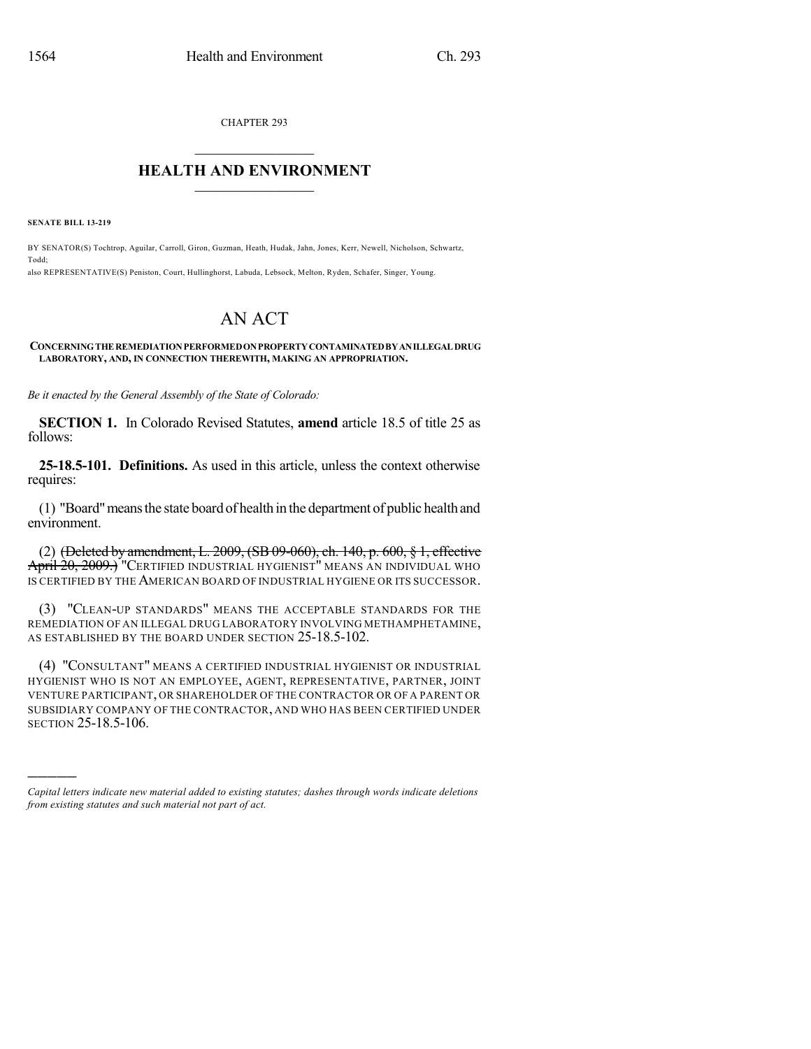CHAPTER 293

# HEALTH AND ENVIRONMENT

**SENATE BILL 13-219**

BY SENATOR(S) Tochtrop, Aguilar, Carroll, Giron, Guzman, Heath, Hudak, Jahn, Jones, Kerr, Newell, Nicholson, Schwartz, Todd;
also REPRESENTATIVE(S) Peniston, Court, Hullinghorst, Labuda, Lebsock, Melton, Ryden, Schafer, Singer, Young.

# AN ACT

**CONCERNING THE REMEDIATION PERFORMED ON PROPERTY CONTAMINATED BY AN ILLEGAL DRUG LABORATORY, AND, IN CONNECTION THEREWITH, MAKING AN APPROPRIATION.**

*Be it enacted by the General Assembly of the State of Colorado:*

**SECTION 1.** In Colorado Revised Statutes, **amend** article 18.5 of title 25 as follows:

**25-18.5-101. Definitions.** As used in this article, unless the context otherwise requires:

(1) "Board" means the state board of health in the department of public health and environment.

(2) ~~(Deleted by amendment, L. 2009, (SB 09-060), ch. 140, p. 600, § 1, effective April 20, 2009.)~~ "CERTIFIED INDUSTRIAL HYGIENIST" MEANS AN INDIVIDUAL WHO IS CERTIFIED BY THE AMERICAN BOARD OF INDUSTRIAL HYGIENE OR ITS SUCCESSOR.

(3) "CLEAN-UP STANDARDS" MEANS THE ACCEPTABLE STANDARDS FOR THE REMEDIATION OF AN ILLEGAL DRUG LABORATORY INVOLVING METHAMPHETAMINE, AS ESTABLISHED BY THE BOARD UNDER SECTION 25-18.5-102.

(4) "CONSULTANT" MEANS A CERTIFIED INDUSTRIAL HYGIENIST OR INDUSTRIAL HYGIENIST WHO IS NOT AN EMPLOYEE, AGENT, REPRESENTATIVE, PARTNER, JOINT VENTURE PARTICIPANT, OR SHAREHOLDER OF THE CONTRACTOR OR OF A PARENT OR SUBSIDIARY COMPANY OF THE CONTRACTOR, AND WHO HAS BEEN CERTIFIED UNDER SECTION 25-18.5-106.

---

*Capital letters indicate new material added to existing statutes; dashes through words indicate deletions from existing statutes and such material not part of act.*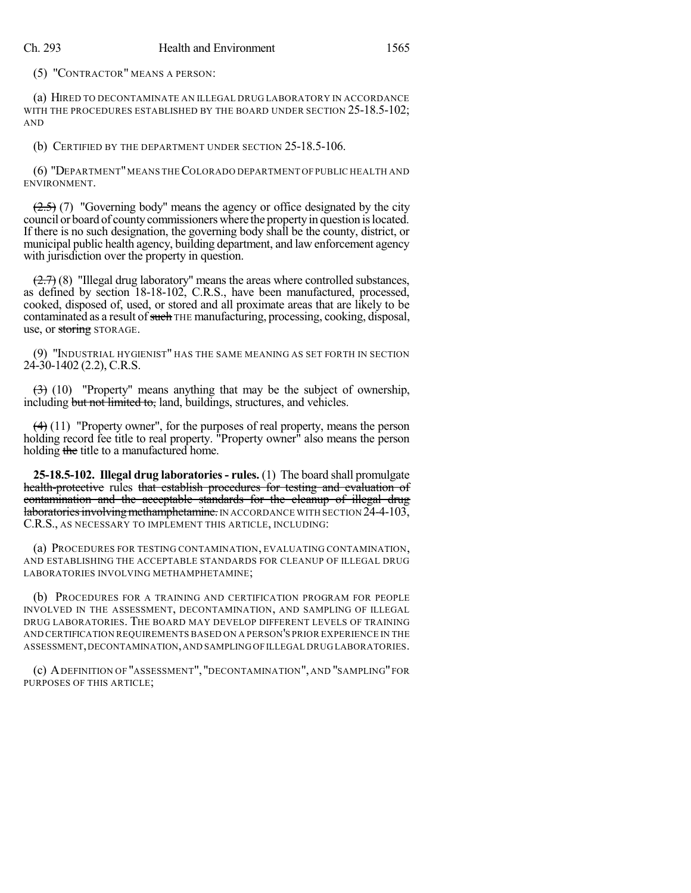(5) "CONTRACTOR" MEANS A PERSON:

(a) HIRED TO DECONTAMINATE AN ILLEGAL DRUG LABORATORY IN ACCORDANCE WITH THE PROCEDURES ESTABLISHED BY THE BOARD UNDER SECTION 25-18.5-102; AND

(b) CERTIFIED BY THE DEPARTMENT UNDER SECTION 25-18.5-106.

(6) "DEPARTMENT" MEANS THE COLORADO DEPARTMENT OF PUBLIC HEALTH AND ENVIRONMENT.

~~(2.5)~~ (7) "Governing body" means the agency or office designated by the city council or board of county commissioners where the property in question is located. If there is no such designation, the governing body shall be the county, district, or municipal public health agency, building department, and law enforcement agency with jurisdiction over the property in question.

~~(2.7)~~ (8) "Illegal drug laboratory" means the areas where controlled substances, as defined by section 18-18-102, C.R.S., have been manufactured, processed, cooked, disposed of, used, or stored and all proximate areas that are likely to be contaminated as a result of ~~such~~ THE manufacturing, processing, cooking, disposal, use, or ~~storing~~ STORAGE.

(9) "INDUSTRIAL HYGIENIST" HAS THE SAME MEANING AS SET FORTH IN SECTION 24-30-1402 (2.2), C.R.S.

~~(3)~~ (10) "Property" means anything that may be the subject of ownership, including ~~but not limited to,~~ land, buildings, structures, and vehicles.

~~(4)~~ (11) "Property owner", for the purposes of real property, means the person holding record fee title to real property. "Property owner" also means the person holding ~~the~~ title to a manufactured home.

**25-18.5-102. Illegal drug laboratories - rules.** (1) The board shall promulgate ~~health-protective~~ rules ~~that establish procedures for testing and evaluation of contamination and the acceptable standards for the cleanup of illegal drug laboratories involving methamphetamine.~~ IN ACCORDANCE WITH SECTION 24-4-103, C.R.S., AS NECESSARY TO IMPLEMENT THIS ARTICLE, INCLUDING:

(a) PROCEDURES FOR TESTING CONTAMINATION, EVALUATING CONTAMINATION, AND ESTABLISHING THE ACCEPTABLE STANDARDS FOR CLEANUP OF ILLEGAL DRUG LABORATORIES INVOLVING METHAMPHETAMINE;

(b) PROCEDURES FOR A TRAINING AND CERTIFICATION PROGRAM FOR PEOPLE INVOLVED IN THE ASSESSMENT, DECONTAMINATION, AND SAMPLING OF ILLEGAL DRUG LABORATORIES. THE BOARD MAY DEVELOP DIFFERENT LEVELS OF TRAINING AND CERTIFICATION REQUIREMENTS BASED ON A PERSON'S PRIOR EXPERIENCE IN THE ASSESSMENT, DECONTAMINATION, AND SAMPLING OF ILLEGAL DRUG LABORATORIES.

(c) A DEFINITION OF "ASSESSMENT", "DECONTAMINATION", AND "SAMPLING" FOR PURPOSES OF THIS ARTICLE;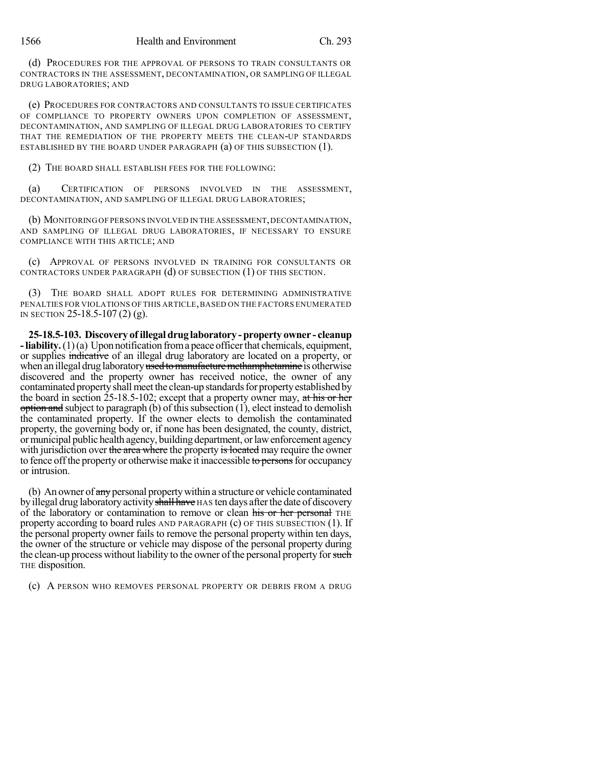(d) PROCEDURES FOR THE APPROVAL OF PERSONS TO TRAIN CONSULTANTS OR CONTRACTORS IN THE ASSESSMENT, DECONTAMINATION, OR SAMPLING OF ILLEGAL DRUG LABORATORIES; AND

(e) PROCEDURES FOR CONTRACTORS AND CONSULTANTS TO ISSUE CERTIFICATES OF COMPLIANCE TO PROPERTY OWNERS UPON COMPLETION OF ASSESSMENT, DECONTAMINATION, AND SAMPLING OF ILLEGAL DRUG LABORATORIES TO CERTIFY THAT THE REMEDIATION OF THE PROPERTY MEETS THE CLEAN-UP STANDARDS ESTABLISHED BY THE BOARD UNDER PARAGRAPH (a) OF THIS SUBSECTION (1).

(2) THE BOARD SHALL ESTABLISH FEES FOR THE FOLLOWING:

(a) CERTIFICATION OF PERSONS INVOLVED IN THE ASSESSMENT, DECONTAMINATION, AND SAMPLING OF ILLEGAL DRUG LABORATORIES;

(b) MONITORING OF PERSONS INVOLVED IN THE ASSESSMENT, DECONTAMINATION, AND SAMPLING OF ILLEGAL DRUG LABORATORIES, IF NECESSARY TO ENSURE COMPLIANCE WITH THIS ARTICLE; AND

(c) APPROVAL OF PERSONS INVOLVED IN TRAINING FOR CONSULTANTS OR CONTRACTORS UNDER PARAGRAPH (d) OF SUBSECTION (1) OF THIS SECTION.

(3) THE BOARD SHALL ADOPT RULES FOR DETERMINING ADMINISTRATIVE PENALTIES FOR VIOLATIONS OF THIS ARTICLE, BASED ON THE FACTORS ENUMERATED IN SECTION 25-18.5-107 (2) (g).

**25-18.5-103. Discovery of illegal drug laboratory - property owner - cleanup - liability.** (1) (a) Upon notification from a peace officer that chemicals, equipment, or supplies ~~indicative~~ of an illegal drug laboratory are located on a property, or when an illegal drug laboratory ~~used to manufacture methamphetamine~~ is otherwise discovered and the property owner has received notice, the owner of any contaminated property shall meet the clean-up standards for property established by the board in section 25-18.5-102; except that a property owner may, ~~at his or her option and~~ subject to paragraph (b) of this subsection (1), elect instead to demolish the contaminated property. If the owner elects to demolish the contaminated property, the governing body or, if none has been designated, the county, district, or municipal public health agency, building department, or law enforcement agency with jurisdiction over ~~the area where~~ the property ~~is located~~ may require the owner to fence off the property or otherwise make it inaccessible ~~to persons~~ for occupancy or intrusion.

(b) An owner of ~~any~~ personal property within a structure or vehicle contaminated by illegal drug laboratory activity ~~shall have~~ HAS ten days after the date of discovery of the laboratory or contamination to remove or clean ~~his or her personal~~ THE property according to board rules AND PARAGRAPH (c) OF THIS SUBSECTION (1). If the personal property owner fails to remove the personal property within ten days, the owner of the structure or vehicle may dispose of the personal property during the clean-up process without liability to the owner of the personal property for ~~such~~ THE disposition.

(c) A PERSON WHO REMOVES PERSONAL PROPERTY OR DEBRIS FROM A DRUG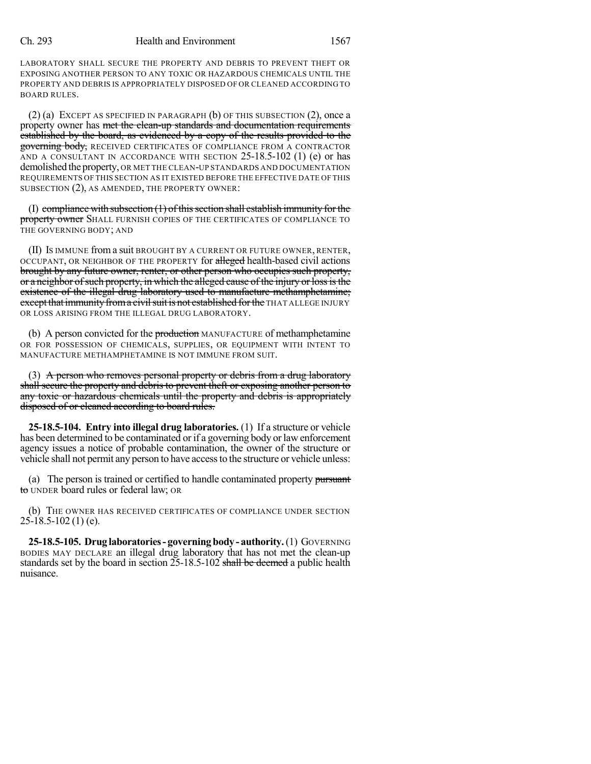LABORATORY SHALL SECURE THE PROPERTY AND DEBRIS TO PREVENT THEFT OR EXPOSING ANOTHER PERSON TO ANY TOXIC OR HAZARDOUS CHEMICALS UNTIL THE PROPERTY AND DEBRIS IS APPROPRIATELY DISPOSED OF OR CLEANED ACCORDING TO BOARD RULES.

(2) (a) EXCEPT AS SPECIFIED IN PARAGRAPH (b) OF THIS SUBSECTION (2), once a property owner has ~~met the clean-up standards and documentation requirements established by the board, as evidenced by a copy of the results provided to the governing body,~~ RECEIVED CERTIFICATES OF COMPLIANCE FROM A CONTRACTOR AND A CONSULTANT IN ACCORDANCE WITH SECTION 25-18.5-102 (1) (e) or has demolished the property, OR MET THE CLEAN-UP STANDARDS AND DOCUMENTATION REQUIREMENTS OF THIS SECTION AS IT EXISTED BEFORE THE EFFECTIVE DATE OF THIS SUBSECTION (2), AS AMENDED, THE PROPERTY OWNER:

(I) ~~compliance with subsection (1) of this section shall establish immunity for the property owner~~ SHALL FURNISH COPIES OF THE CERTIFICATES OF COMPLIANCE TO THE GOVERNING BODY; AND

(II) IS IMMUNE from a suit BROUGHT BY A CURRENT OR FUTURE OWNER, RENTER, OCCUPANT, OR NEIGHBOR OF THE PROPERTY for ~~alleged~~ health-based civil actions ~~brought by any future owner, renter, or other person who occupies such property, or a neighbor of such property, in which the alleged cause of the injury or loss is the existence of the illegal drug laboratory used to manufacture methamphetamine; except that immunity from a civil suit is not established for the~~ THAT ALLEGE INJURY OR LOSS ARISING FROM THE ILLEGAL DRUG LABORATORY.

(b) A person convicted for the ~~production~~ MANUFACTURE of methamphetamine OR FOR POSSESSION OF CHEMICALS, SUPPLIES, OR EQUIPMENT WITH INTENT TO MANUFACTURE METHAMPHETAMINE IS NOT IMMUNE FROM SUIT.

(3) ~~A person who removes personal property or debris from a drug laboratory shall secure the property and debris to prevent theft or exposing another person to any toxic or hazardous chemicals until the property and debris is appropriately disposed of or cleaned according to board rules.~~

**25-18.5-104. Entry into illegal drug laboratories.** (1) If a structure or vehicle has been determined to be contaminated or if a governing body or law enforcement agency issues a notice of probable contamination, the owner of the structure or vehicle shall not permit any person to have access to the structure or vehicle unless:

(a) The person is trained or certified to handle contaminated property ~~pursuant to~~ UNDER board rules or federal law; OR

(b) THE OWNER HAS RECEIVED CERTIFICATES OF COMPLIANCE UNDER SECTION 25-18.5-102 (1) (e).

**25-18.5-105. Drug laboratories - governing body - authority.** (1) GOVERNING BODIES MAY DECLARE an illegal drug laboratory that has not met the clean-up standards set by the board in section 25-18.5-102 ~~shall be deemed~~ a public health nuisance.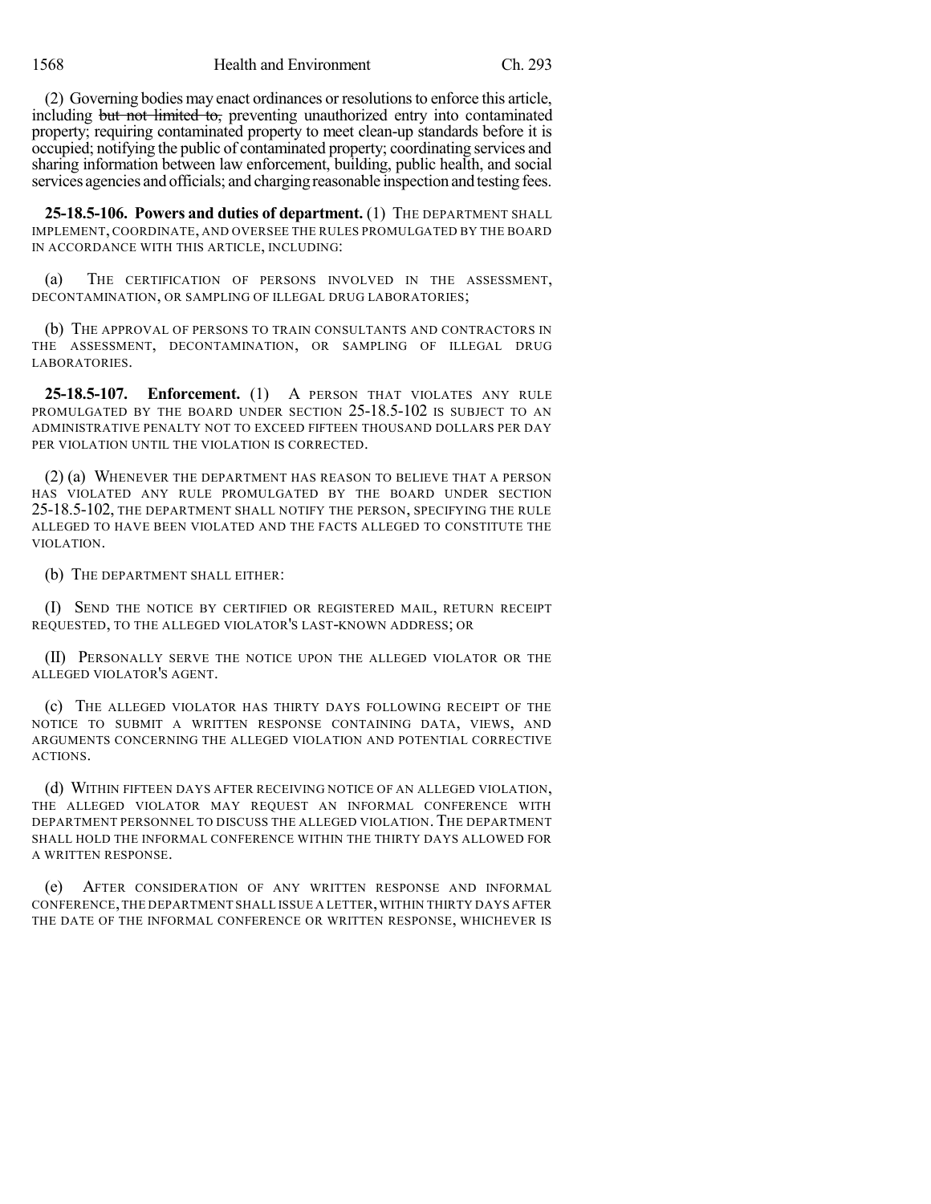(2) Governing bodies may enact ordinances or resolutions to enforce this article, including ~~but not limited to,~~ preventing unauthorized entry into contaminated property; requiring contaminated property to meet clean-up standards before it is occupied; notifying the public of contaminated property; coordinating services and sharing information between law enforcement, building, public health, and social services agencies and officials; and charging reasonable inspection and testing fees.

**25-18.5-106. Powers and duties of department.** (1) THE DEPARTMENT SHALL IMPLEMENT, COORDINATE, AND OVERSEE THE RULES PROMULGATED BY THE BOARD IN ACCORDANCE WITH THIS ARTICLE, INCLUDING:

(a) THE CERTIFICATION OF PERSONS INVOLVED IN THE ASSESSMENT, DECONTAMINATION, OR SAMPLING OF ILLEGAL DRUG LABORATORIES;

(b) THE APPROVAL OF PERSONS TO TRAIN CONSULTANTS AND CONTRACTORS IN THE ASSESSMENT, DECONTAMINATION, OR SAMPLING OF ILLEGAL DRUG LABORATORIES.

**25-18.5-107. Enforcement.** (1) A PERSON THAT VIOLATES ANY RULE PROMULGATED BY THE BOARD UNDER SECTION 25-18.5-102 IS SUBJECT TO AN ADMINISTRATIVE PENALTY NOT TO EXCEED FIFTEEN THOUSAND DOLLARS PER DAY PER VIOLATION UNTIL THE VIOLATION IS CORRECTED.

(2) (a) WHENEVER THE DEPARTMENT HAS REASON TO BELIEVE THAT A PERSON HAS VIOLATED ANY RULE PROMULGATED BY THE BOARD UNDER SECTION 25-18.5-102, THE DEPARTMENT SHALL NOTIFY THE PERSON, SPECIFYING THE RULE ALLEGED TO HAVE BEEN VIOLATED AND THE FACTS ALLEGED TO CONSTITUTE THE VIOLATION.

(b) THE DEPARTMENT SHALL EITHER:

(I) SEND THE NOTICE BY CERTIFIED OR REGISTERED MAIL, RETURN RECEIPT REQUESTED, TO THE ALLEGED VIOLATOR'S LAST-KNOWN ADDRESS; OR

(II) PERSONALLY SERVE THE NOTICE UPON THE ALLEGED VIOLATOR OR THE ALLEGED VIOLATOR'S AGENT.

(c) THE ALLEGED VIOLATOR HAS THIRTY DAYS FOLLOWING RECEIPT OF THE NOTICE TO SUBMIT A WRITTEN RESPONSE CONTAINING DATA, VIEWS, AND ARGUMENTS CONCERNING THE ALLEGED VIOLATION AND POTENTIAL CORRECTIVE ACTIONS.

(d) WITHIN FIFTEEN DAYS AFTER RECEIVING NOTICE OF AN ALLEGED VIOLATION, THE ALLEGED VIOLATOR MAY REQUEST AN INFORMAL CONFERENCE WITH DEPARTMENT PERSONNEL TO DISCUSS THE ALLEGED VIOLATION. THE DEPARTMENT SHALL HOLD THE INFORMAL CONFERENCE WITHIN THE THIRTY DAYS ALLOWED FOR A WRITTEN RESPONSE.

(e) AFTER CONSIDERATION OF ANY WRITTEN RESPONSE AND INFORMAL CONFERENCE, THE DEPARTMENT SHALL ISSUE A LETTER, WITHIN THIRTY DAYS AFTER THE DATE OF THE INFORMAL CONFERENCE OR WRITTEN RESPONSE, WHICHEVER IS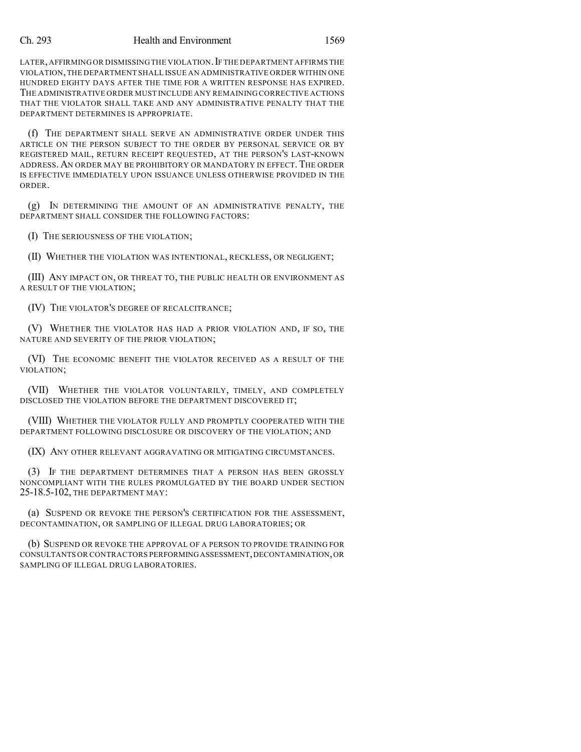LATER, AFFIRMING OR DISMISSING THE VIOLATION. IF THE DEPARTMENT AFFIRMS THE VIOLATION, THE DEPARTMENT SHALL ISSUE AN ADMINISTRATIVE ORDER WITHIN ONE HUNDRED EIGHTY DAYS AFTER THE TIME FOR A WRITTEN RESPONSE HAS EXPIRED. THE ADMINISTRATIVE ORDER MUST INCLUDE ANY REMAINING CORRECTIVE ACTIONS THAT THE VIOLATOR SHALL TAKE AND ANY ADMINISTRATIVE PENALTY THAT THE DEPARTMENT DETERMINES IS APPROPRIATE.

(f) THE DEPARTMENT SHALL SERVE AN ADMINISTRATIVE ORDER UNDER THIS ARTICLE ON THE PERSON SUBJECT TO THE ORDER BY PERSONAL SERVICE OR BY REGISTERED MAIL, RETURN RECEIPT REQUESTED, AT THE PERSON'S LAST-KNOWN ADDRESS. AN ORDER MAY BE PROHIBITORY OR MANDATORY IN EFFECT. THE ORDER IS EFFECTIVE IMMEDIATELY UPON ISSUANCE UNLESS OTHERWISE PROVIDED IN THE ORDER.

(g) IN DETERMINING THE AMOUNT OF AN ADMINISTRATIVE PENALTY, THE DEPARTMENT SHALL CONSIDER THE FOLLOWING FACTORS:

(I) THE SERIOUSNESS OF THE VIOLATION;

(II) WHETHER THE VIOLATION WAS INTENTIONAL, RECKLESS, OR NEGLIGENT;

(III) ANY IMPACT ON, OR THREAT TO, THE PUBLIC HEALTH OR ENVIRONMENT AS A RESULT OF THE VIOLATION;

(IV) THE VIOLATOR'S DEGREE OF RECALCITRANCE;

(V) WHETHER THE VIOLATOR HAS HAD A PRIOR VIOLATION AND, IF SO, THE NATURE AND SEVERITY OF THE PRIOR VIOLATION;

(VI) THE ECONOMIC BENEFIT THE VIOLATOR RECEIVED AS A RESULT OF THE VIOLATION;

(VII) WHETHER THE VIOLATOR VOLUNTARILY, TIMELY, AND COMPLETELY DISCLOSED THE VIOLATION BEFORE THE DEPARTMENT DISCOVERED IT;

(VIII) WHETHER THE VIOLATOR FULLY AND PROMPTLY COOPERATED WITH THE DEPARTMENT FOLLOWING DISCLOSURE OR DISCOVERY OF THE VIOLATION; AND

(IX) ANY OTHER RELEVANT AGGRAVATING OR MITIGATING CIRCUMSTANCES.

(3) IF THE DEPARTMENT DETERMINES THAT A PERSON HAS BEEN GROSSLY NONCOMPLIANT WITH THE RULES PROMULGATED BY THE BOARD UNDER SECTION 25-18.5-102, THE DEPARTMENT MAY:

(a) SUSPEND OR REVOKE THE PERSON'S CERTIFICATION FOR THE ASSESSMENT, DECONTAMINATION, OR SAMPLING OF ILLEGAL DRUG LABORATORIES; OR

(b) SUSPEND OR REVOKE THE APPROVAL OF A PERSON TO PROVIDE TRAINING FOR CONSULTANTS OR CONTRACTORS PERFORMING ASSESSMENT, DECONTAMINATION, OR SAMPLING OF ILLEGAL DRUG LABORATORIES.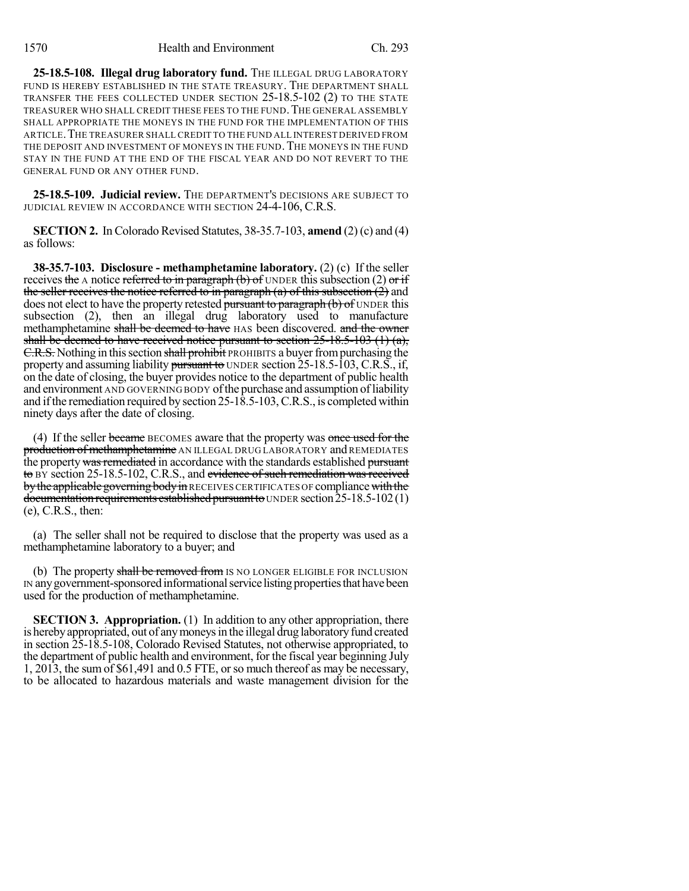**25-18.5-108. Illegal drug laboratory fund.** THE ILLEGAL DRUG LABORATORY FUND IS HEREBY ESTABLISHED IN THE STATE TREASURY. THE DEPARTMENT SHALL TRANSFER THE FEES COLLECTED UNDER SECTION 25-18.5-102 (2) TO THE STATE TREASURER WHO SHALL CREDIT THESE FEES TO THE FUND. THE GENERAL ASSEMBLY SHALL APPROPRIATE THE MONEYS IN THE FUND FOR THE IMPLEMENTATION OF THIS ARTICLE. THE TREASURER SHALL CREDIT TO THE FUND ALL INTEREST DERIVED FROM THE DEPOSIT AND INVESTMENT OF MONEYS IN THE FUND. THE MONEYS IN THE FUND STAY IN THE FUND AT THE END OF THE FISCAL YEAR AND DO NOT REVERT TO THE GENERAL FUND OR ANY OTHER FUND.

**25-18.5-109. Judicial review.** THE DEPARTMENT'S DECISIONS ARE SUBJECT TO JUDICIAL REVIEW IN ACCORDANCE WITH SECTION 24-4-106, C.R.S.

**SECTION 2.** In Colorado Revised Statutes, 38-35.7-103, **amend** (2) (c) and (4) as follows:

**38-35.7-103. Disclosure - methamphetamine laboratory.** (2) (c) If the seller receives ~~the~~ A notice ~~referred to in paragraph (b) of~~ UNDER this subsection (2) ~~or if the seller receives the notice referred to in paragraph (a) of this subsection (2)~~ and does not elect to have the property retested ~~pursuant to paragraph (b) of~~ UNDER this subsection (2), then an illegal drug laboratory used to manufacture methamphetamine ~~shall be deemed to have~~ HAS been discovered. ~~and the owner shall be deemed to have received notice pursuant to section 25-18.5-103 (1) (a), C.R.S.~~ Nothing in this section ~~shall prohibit~~ PROHIBITS a buyer from purchasing the property and assuming liability ~~pursuant to~~ UNDER section 25-18.5-103, C.R.S., if, on the date of closing, the buyer provides notice to the department of public health and environment AND GOVERNING BODY of the purchase and assumption of liability and if the remediation required by section 25-18.5-103, C.R.S., is completed within ninety days after the date of closing.

(4) If the seller ~~became~~ BECOMES aware that the property was ~~once used for the production of methamphetamine~~ AN ILLEGAL DRUG LABORATORY and REMEDIATES the property ~~was remediated~~ in accordance with the standards established ~~pursuant to~~ BY section 25-18.5-102, C.R.S., and ~~evidence of such remediation was received by the applicable governing body in~~ RECEIVES CERTIFICATES OF compliance ~~with the documentation requirements established pursuant to~~ UNDER section 25-18.5-102 (1) (e), C.R.S., then:

(a) The seller shall not be required to disclose that the property was used as a methamphetamine laboratory to a buyer; and

(b) The property ~~shall be removed from~~ IS NO LONGER ELIGIBLE FOR INCLUSION IN any government-sponsored informational service listing properties that have been used for the production of methamphetamine.

**SECTION 3. Appropriation.** (1) In addition to any other appropriation, there is hereby appropriated, out of any moneys in the illegal drug laboratory fund created in section 25-18.5-108, Colorado Revised Statutes, not otherwise appropriated, to the department of public health and environment, for the fiscal year beginning July 1, 2013, the sum of $61,491 and 0.5 FTE, or so much thereof as may be necessary, to be allocated to hazardous materials and waste management division for the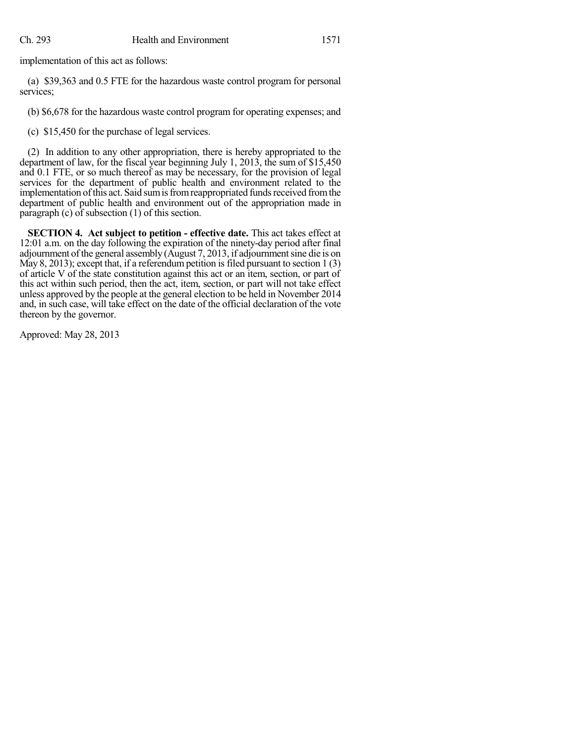implementation of this act as follows:

(a) $39,363 and 0.5 FTE for the hazardous waste control program for personal services;

(b) $6,678 for the hazardous waste control program for operating expenses; and

(c) $15,450 for the purchase of legal services.

(2) In addition to any other appropriation, there is hereby appropriated to the department of law, for the fiscal year beginning July 1, 2013, the sum of $15,450 and 0.1 FTE, or so much thereof as may be necessary, for the provision of legal services for the department of public health and environment related to the implementation of this act. Said sum is from reappropriated funds received from the department of public health and environment out of the appropriation made in paragraph (c) of subsection (1) of this section.

**SECTION 4. Act subject to petition - effective date.** This act takes effect at 12:01 a.m. on the day following the expiration of the ninety-day period after final adjournment of the general assembly (August 7, 2013, if adjournment sine die is on May 8, 2013); except that, if a referendum petition is filed pursuant to section 1 (3) of article V of the state constitution against this act or an item, section, or part of this act within such period, then the act, item, section, or part will not take effect unless approved by the people at the general election to be held in November 2014 and, in such case, will take effect on the date of the official declaration of the vote thereon by the governor.

Approved: May 28, 2013